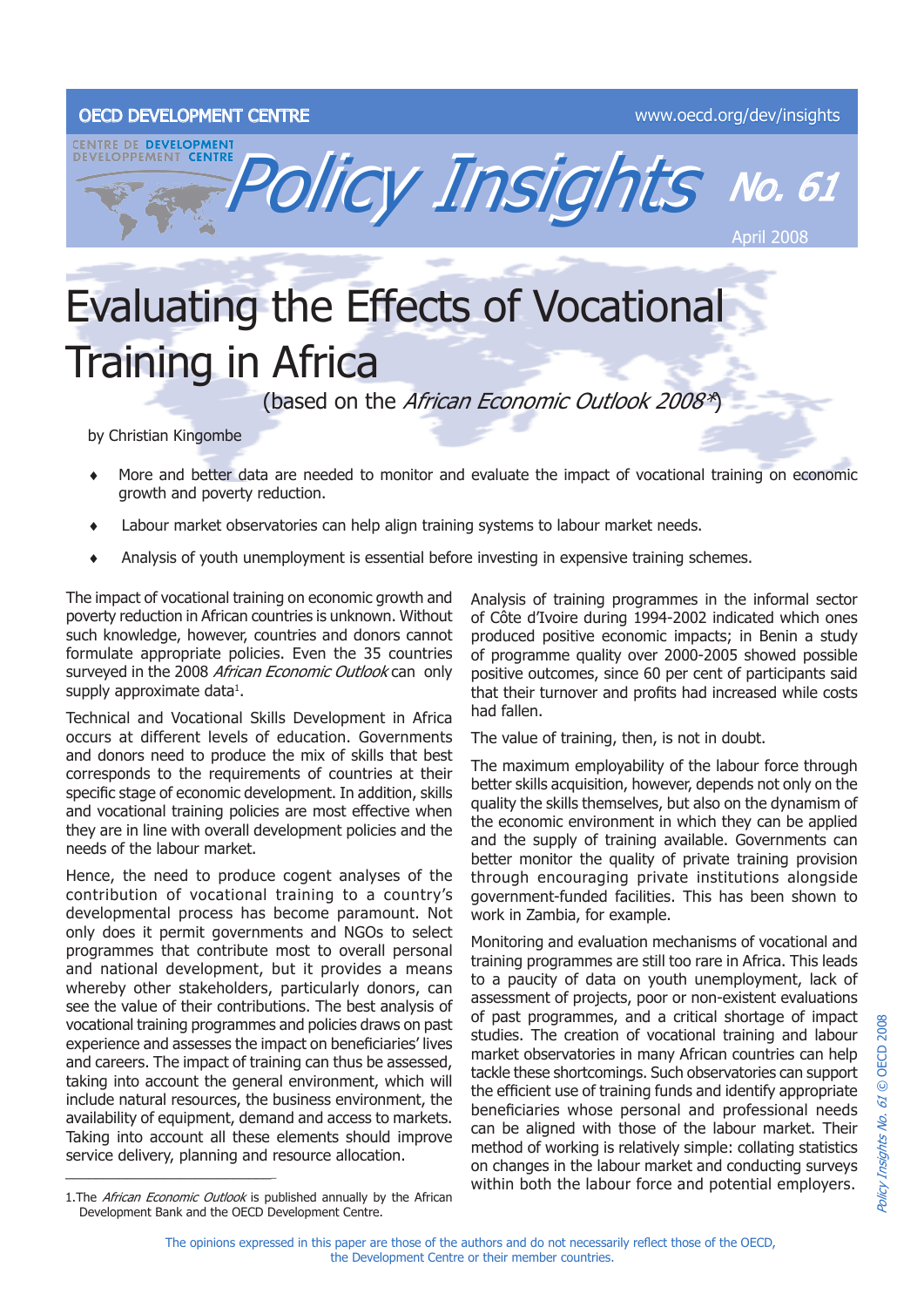OECD DEVELOPMENT CENTRE

www.oecd.org/dev/insights

# Policy Insights No. 61

April 2008

# Evaluating the Effects of Vocational Training in Africa

(based on the *African Economic Outlook 2008\**)

by Christian Kingombe

- More and better data are needed to monitor and evaluate the impact of vocational training on economic growth and poverty reduction.
- Labour market observatories can help align training systems to labour market needs.
- Analysis of youth unemployment is essential before investing in expensive training schemes.

The impact of vocational training on economic growth and poverty reduction in African countries is unknown. Without such knowledge, however, countries and donors cannot formulate appropriate policies. Even the 35 countries surveyed in the 2008 *African Economic Outlook* can only supply approximate data[1].

Technical and Vocational Skills Development in Africa occurs at different levels of education. Governments and donors need to produce the mix of skills that best corresponds to the requirements of countries at their specific stage of economic development. In addition, skills and vocational training policies are most effective when they are in line with overall development policies and the needs of the labour market.

Hence, the need to produce cogent analyses of the contribution of vocational training to a country's developmental process has become paramount. Not only does it permit governments and NGOs to select programmes that contribute most to overall personal and national development, but it provides a means whereby other stakeholders, particularly donors, can see the value of their contributions. The best analysis of vocational training programmes and policies draws on past experience and assesses the impact on beneficiaries' lives and careers. The impact of training can thus be assessed, taking into account the general environment, which will include natural resources, the business environment, the availability of equipment, demand and access to markets. Taking into account all these elements should improve service delivery, planning and resource allocation.

Analysis of training programmes in the informal sector of Côte d'Ivoire during 1994-2002 indicated which ones produced positive economic impacts; in Benin a study of programme quality over 2000-2005 showed possible positive outcomes, since 60 per cent of participants said that their turnover and profits had increased while costs had fallen.

The value of training, then, is not in doubt.

The maximum employability of the labour force through better skills acquisition, however, depends not only on the quality the skills themselves, but also on the dynamism of the economic environment in which they can be applied and the supply of training available. Governments can better monitor the quality of private training provision through encouraging private institutions alongside government-funded facilities. This has been shown to work in Zambia, for example.

Monitoring and evaluation mechanisms of vocational and training programmes are still too rare in Africa. This leads to a paucity of data on youth unemployment, lack of assessment of projects, poor or non-existent evaluations of past programmes, and a critical shortage of impact studies. The creation of vocational training and labour market observatories in many African countries can help tackle these shortcomings. Such observatories can support the efficient use of training funds and identify appropriate beneficiaries whose personal and professional needs can be aligned with those of the labour market. Their method of working is relatively simple: collating statistics on changes in the labour market and conducting surveys within both the labour force and potential employers.

---

1. The *African Economic Outlook* is published annually by the African Development Bank and the OECD Development Centre.

The opinions expressed in this paper are those of the authors and do not necessarily reflect those of the OECD, the Development Centre or their member countries.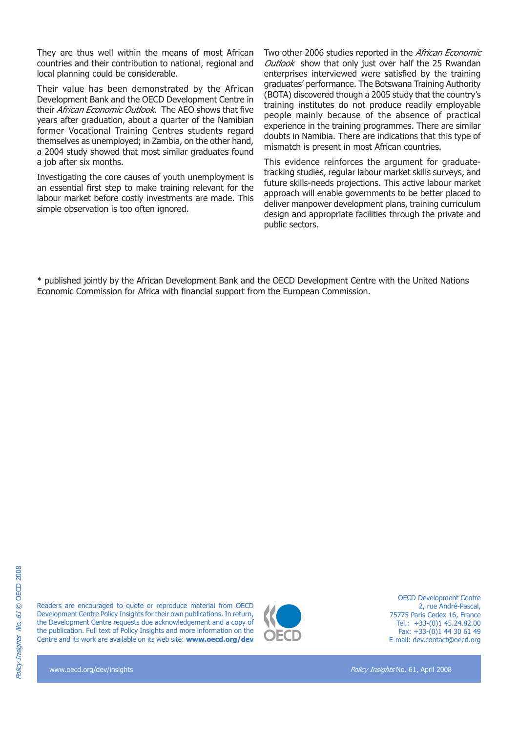They are thus well within the means of most African countries and their contribution to national, regional and local planning could be considerable.

Their value has been demonstrated by the African Development Bank and the OECD Development Centre in their *African Economic Outlook*. The AEO shows that five years after graduation, about a quarter of the Namibian former Vocational Training Centres students regard themselves as unemployed; in Zambia, on the other hand, a 2004 study showed that most similar graduates found a job after six months.

Investigating the core causes of youth unemployment is an essential first step to make training relevant for the labour market before costly investments are made. This simple observation is too often ignored.

Two other 2006 studies reported in the *African Economic Outlook* show that only just over half the 25 Rwandan enterprises interviewed were satisfied by the training graduates' performance. The Botswana Training Authority (BOTA) discovered though a 2005 study that the country's training institutes do not produce readily employable people mainly because of the absence of practical experience in the training programmes. There are similar doubts in Namibia. There are indications that this type of mismatch is present in most African countries.

This evidence reinforces the argument for graduate-tracking studies, regular labour market skills surveys, and future skills-needs projections. This active labour market approach will enable governments to be better placed to deliver manpower development plans, training curriculum design and appropriate facilities through the private and public sectors.

* published jointly by the African Development Bank and the OECD Development Centre with the United Nations Economic Commission for Africa with financial support from the European Commission.

Readers are encouraged to quote or reproduce material from OECD Development Centre Policy Insights for their own publications. In return, the Development Centre requests due acknowledgement and a copy of the publication. Full text of Policy Insights and more information on the Centre and its work are available on its web site: **www.oecd.org/dev**

OECD Development Centre
2, rue André-Pascal,
75775 Paris Cedex 16, France
Tel.: +33-(0)1 45.24.82.00
Fax: +33-(0)1 44 30 61 49
E-mail: dev.contact@oecd.org

www.oecd.org/dev/insights

*Policy Insights* No. 61, April 2008